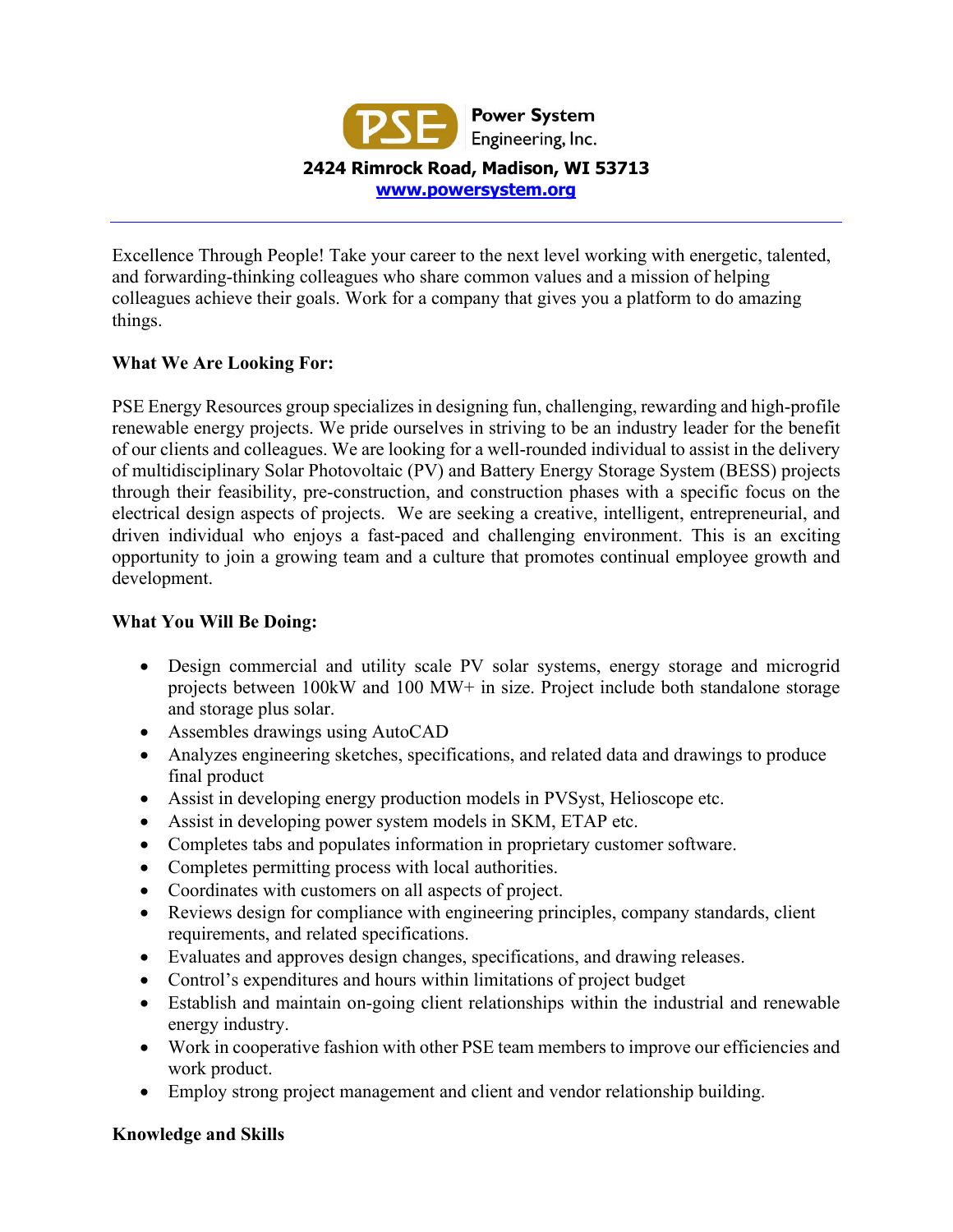**Power System Engineering, Inc.**

**2424 Rimrock Road, Madison, WI 53713**

**www.powersystem.org**

---

Excellence Through People! Take your career to the next level working with energetic, talented, and forwarding-thinking colleagues who share common values and a mission of helping colleagues achieve their goals. Work for a company that gives you a platform to do amazing things.

**What We Are Looking For:**

PSE Energy Resources group specializes in designing fun, challenging, rewarding and high-profile renewable energy projects. We pride ourselves in striving to be an industry leader for the benefit of our clients and colleagues. We are looking for a well-rounded individual to assist in the delivery of multidisciplinary Solar Photovoltaic (PV) and Battery Energy Storage System (BESS) projects through their feasibility, pre-construction, and construction phases with a specific focus on the electrical design aspects of projects. We are seeking a creative, intelligent, entrepreneurial, and driven individual who enjoys a fast-paced and challenging environment. This is an exciting opportunity to join a growing team and a culture that promotes continual employee growth and development.

**What You Will Be Doing:**

- Design commercial and utility scale PV solar systems, energy storage and microgrid projects between 100kW and 100 MW+ in size. Project include both standalone storage and storage plus solar.
- Assembles drawings using AutoCAD
- Analyzes engineering sketches, specifications, and related data and drawings to produce final product
- Assist in developing energy production models in PVSyst, Helioscope etc.
- Assist in developing power system models in SKM, ETAP etc.
- Completes tabs and populates information in proprietary customer software.
- Completes permitting process with local authorities.
- Coordinates with customers on all aspects of project.
- Reviews design for compliance with engineering principles, company standards, client requirements, and related specifications.
- Evaluates and approves design changes, specifications, and drawing releases.
- Control's expenditures and hours within limitations of project budget
- Establish and maintain on-going client relationships within the industrial and renewable energy industry.
- Work in cooperative fashion with other PSE team members to improve our efficiencies and work product.
- Employ strong project management and client and vendor relationship building.

**Knowledge and Skills**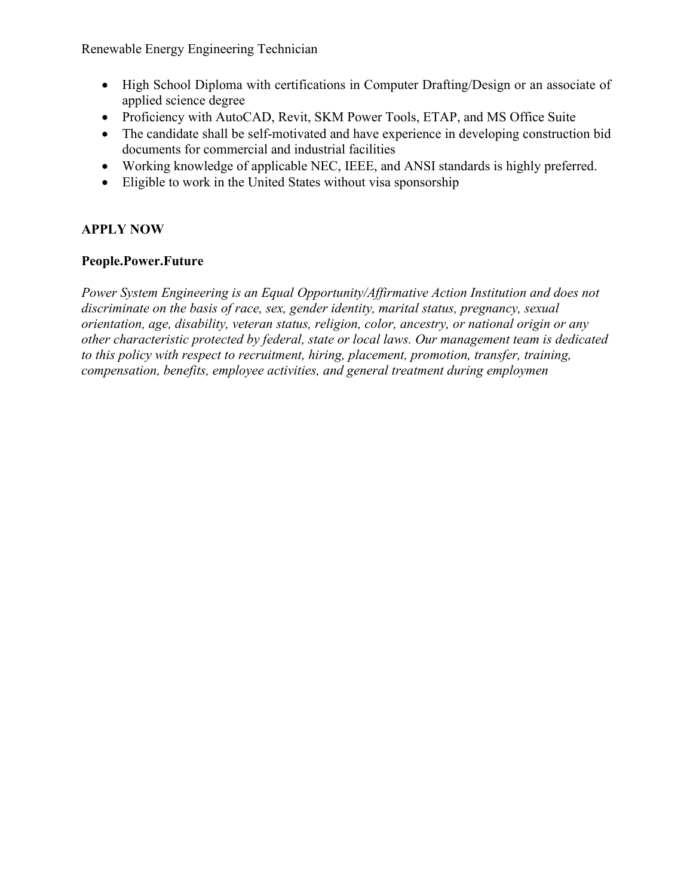- High School Diploma with certifications in Computer Drafting/Design or an associate of applied science degree
- Proficiency with AutoCAD, Revit, SKM Power Tools, ETAP, and MS Office Suite
- The candidate shall be self-motivated and have experience in developing construction bid documents for commercial and industrial facilities
- Working knowledge of applicable NEC, IEEE, and ANSI standards is highly preferred.
- Eligible to work in the United States without visa sponsorship

**APPLY NOW**

**People.Power.Future**

*Power System Engineering is an Equal Opportunity/Affirmative Action Institution and does not discriminate on the basis of race, sex, gender identity, marital status, pregnancy, sexual orientation, age, disability, veteran status, religion, color, ancestry, or national origin or any other characteristic protected by federal, state or local laws. Our management team is dedicated to this policy with respect to recruitment, hiring, placement, promotion, transfer, training, compensation, benefits, employee activities, and general treatment during employmen*